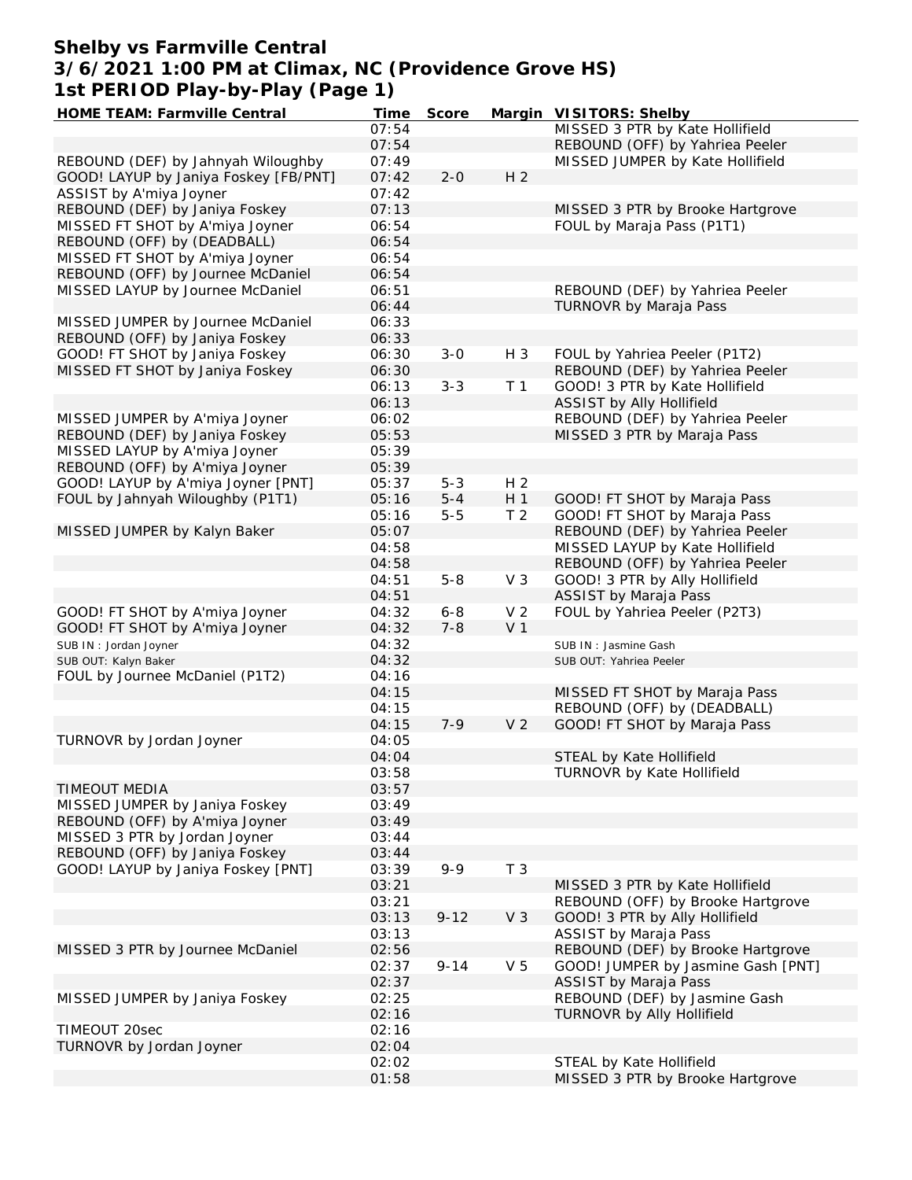# Shelby vs Farmville Central
## 3/6/2021 1:00 PM at Climax, NC (Providence Grove HS)
### 1st PERIOD Play-by-Play (Page 1)

| HOME TEAM: Farmville Central | Time | Score | Margin | VISITORS: Shelby |
|---|---|---|---|---|
| | 07:54 | | | MISSED 3 PTR by Kate Hollifield |
| | 07:54 | | | REBOUND (OFF) by Yahriea Peeler |
| REBOUND (DEF) by Jahnyah Wiloughby | 07:49 | | | MISSED JUMPER by Kate Hollifield |
| GOOD! LAYUP by Janiya Foskey [FB/PNT] | 07:42 | 2-0 | H 2 | |
| ASSIST by A'miya Joyner | 07:42 | | | |
| REBOUND (DEF) by Janiya Foskey | 07:13 | | | MISSED 3 PTR by Brooke Hartgrove |
| MISSED FT SHOT by A'miya Joyner | 06:54 | | | FOUL by Maraja Pass (P1T1) |
| REBOUND (OFF) by (DEADBALL) | 06:54 | | | |
| MISSED FT SHOT by A'miya Joyner | 06:54 | | | |
| REBOUND (OFF) by Journee McDaniel | 06:54 | | | |
| MISSED LAYUP by Journee McDaniel | 06:51 | | | REBOUND (DEF) by Yahriea Peeler |
| | 06:44 | | | TURNOVR by Maraja Pass |
| MISSED JUMPER by Journee McDaniel | 06:33 | | | |
| REBOUND (OFF) by Janiya Foskey | 06:33 | | | |
| GOOD! FT SHOT by Janiya Foskey | 06:30 | 3-0 | H 3 | FOUL by Yahriea Peeler (P1T2) |
| MISSED FT SHOT by Janiya Foskey | 06:30 | | | REBOUND (DEF) by Yahriea Peeler |
| | 06:13 | 3-3 | T 1 | GOOD! 3 PTR by Kate Hollifield |
| | 06:13 | | | ASSIST by Ally Hollifield |
| MISSED JUMPER by A'miya Joyner | 06:02 | | | REBOUND (DEF) by Yahriea Peeler |
| REBOUND (DEF) by Janiya Foskey | 05:53 | | | MISSED 3 PTR by Maraja Pass |
| MISSED LAYUP by A'miya Joyner | 05:39 | | | |
| REBOUND (OFF) by A'miya Joyner | 05:39 | | | |
| GOOD! LAYUP by A'miya Joyner [PNT] | 05:37 | 5-3 | H 2 | |
| FOUL by Jahnyah Wiloughby (P1T1) | 05:16 | 5-4 | H 1 | GOOD! FT SHOT by Maraja Pass |
| | 05:16 | 5-5 | T 2 | GOOD! FT SHOT by Maraja Pass |
| MISSED JUMPER by Kalyn Baker | 05:07 | | | REBOUND (DEF) by Yahriea Peeler |
| | 04:58 | | | MISSED LAYUP by Kate Hollifield |
| | 04:58 | | | REBOUND (OFF) by Yahriea Peeler |
| | 04:51 | 5-8 | V 3 | GOOD! 3 PTR by Ally Hollifield |
| | 04:51 | | | ASSIST by Maraja Pass |
| GOOD! FT SHOT by A'miya Joyner | 04:32 | 6-8 | V 2 | FOUL by Yahriea Peeler (P2T3) |
| GOOD! FT SHOT by A'miya Joyner | 04:32 | 7-8 | V 1 | |
| SUB IN : Jordan Joyner | 04:32 | | | SUB IN : Jasmine Gash |
| SUB OUT: Kalyn Baker | 04:32 | | | SUB OUT: Yahriea Peeler |
| FOUL by Journee McDaniel (P1T2) | 04:16 | | | |
| | 04:15 | | | MISSED FT SHOT by Maraja Pass |
| | 04:15 | | | REBOUND (OFF) by (DEADBALL) |
| | 04:15 | 7-9 | V 2 | GOOD! FT SHOT by Maraja Pass |
| TURNOVR by Jordan Joyner | 04:05 | | | |
| | 04:04 | | | STEAL by Kate Hollifield |
| | 03:58 | | | TURNOVR by Kate Hollifield |
| TIMEOUT MEDIA | 03:57 | | | |
| MISSED JUMPER by Janiya Foskey | 03:49 | | | |
| REBOUND (OFF) by A'miya Joyner | 03:49 | | | |
| MISSED 3 PTR by Jordan Joyner | 03:44 | | | |
| REBOUND (OFF) by Janiya Foskey | 03:44 | | | |
| GOOD! LAYUP by Janiya Foskey [PNT] | 03:39 | 9-9 | T 3 | |
| | 03:21 | | | MISSED 3 PTR by Kate Hollifield |
| | 03:21 | | | REBOUND (OFF) by Brooke Hartgrove |
| | 03:13 | 9-12 | V 3 | GOOD! 3 PTR by Ally Hollifield |
| | 03:13 | | | ASSIST by Maraja Pass |
| MISSED 3 PTR by Journee McDaniel | 02:56 | | | REBOUND (DEF) by Brooke Hartgrove |
| | 02:37 | 9-14 | V 5 | GOOD! JUMPER by Jasmine Gash [PNT] |
| | 02:37 | | | ASSIST by Maraja Pass |
| MISSED JUMPER by Janiya Foskey | 02:25 | | | REBOUND (DEF) by Jasmine Gash |
| | 02:16 | | | TURNOVR by Ally Hollifield |
| TIMEOUT 20sec | 02:16 | | | |
| TURNOVR by Jordan Joyner | 02:04 | | | |
| | 02:02 | | | STEAL by Kate Hollifield |
| | 01:58 | | | MISSED 3 PTR by Brooke Hartgrove |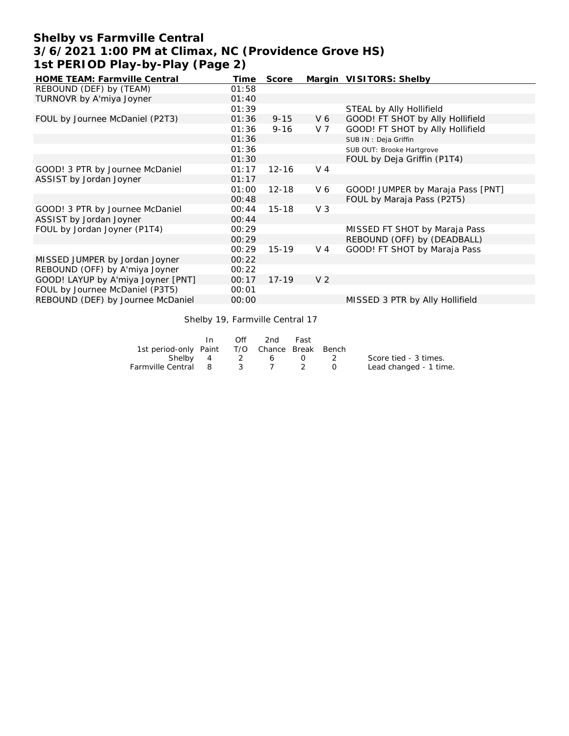# Shelby vs Farmville Central
## 3/6/2021 1:00 PM at Climax, NC (Providence Grove HS)
## 1st PERIOD Play-by-Play (Page 2)

| HOME TEAM: Farmville Central | Time | Score | Margin | VISITORS: Shelby |
|---|---|---|---|---|
| REBOUND (DEF) by (TEAM) | 01:58 | | | |
| TURNOVR by A'miya Joyner | 01:40 | | | |
| | 01:39 | | | STEAL by Ally Hollifield |
| FOUL by Journee McDaniel (P2T3) | 01:36 | 9-15 | V 6 | GOOD! FT SHOT by Ally Hollifield |
| | 01:36 | 9-16 | V 7 | GOOD! FT SHOT by Ally Hollifield |
| | 01:36 | | | SUB IN : Deja Griffin |
| | 01:36 | | | SUB OUT: Brooke Hartgrove |
| | 01:30 | | | FOUL by Deja Griffin (P1T4) |
| GOOD! 3 PTR by Journee McDaniel | 01:17 | 12-16 | V 4 | |
| ASSIST by Jordan Joyner | 01:17 | | | |
| | 01:00 | 12-18 | V 6 | GOOD! JUMPER by Maraja Pass [PNT] |
| | 00:48 | | | FOUL by Maraja Pass (P2T5) |
| GOOD! 3 PTR by Journee McDaniel | 00:44 | 15-18 | V 3 | |
| ASSIST by Jordan Joyner | 00:44 | | | |
| FOUL by Jordan Joyner (P1T4) | 00:29 | | | MISSED FT SHOT by Maraja Pass |
| | 00:29 | | | REBOUND (OFF) by (DEADBALL) |
| | 00:29 | 15-19 | V 4 | GOOD! FT SHOT by Maraja Pass |
| MISSED JUMPER by Jordan Joyner | 00:22 | | | |
| REBOUND (OFF) by A'miya Joyner | 00:22 | | | |
| GOOD! LAYUP by A'miya Joyner [PNT] | 00:17 | 17-19 | V 2 | |
| FOUL by Journee McDaniel (P3T5) | 00:01 | | | |
| REBOUND (DEF) by Journee McDaniel | 00:00 | | | MISSED 3 PTR by Ally Hollifield |

Shelby 19, Farmville Central 17

| 1st period-only | In Paint | Off T/O | 2nd Chance | Fast Break | Bench |
|---|---|---|---|---|---|
| Shelby | 4 | 2 | 6 | 0 | 2 |
| Farmville Central | 8 | 3 | 7 | 2 | 0 |

Score tied - 3 times.
Lead changed - 1 time.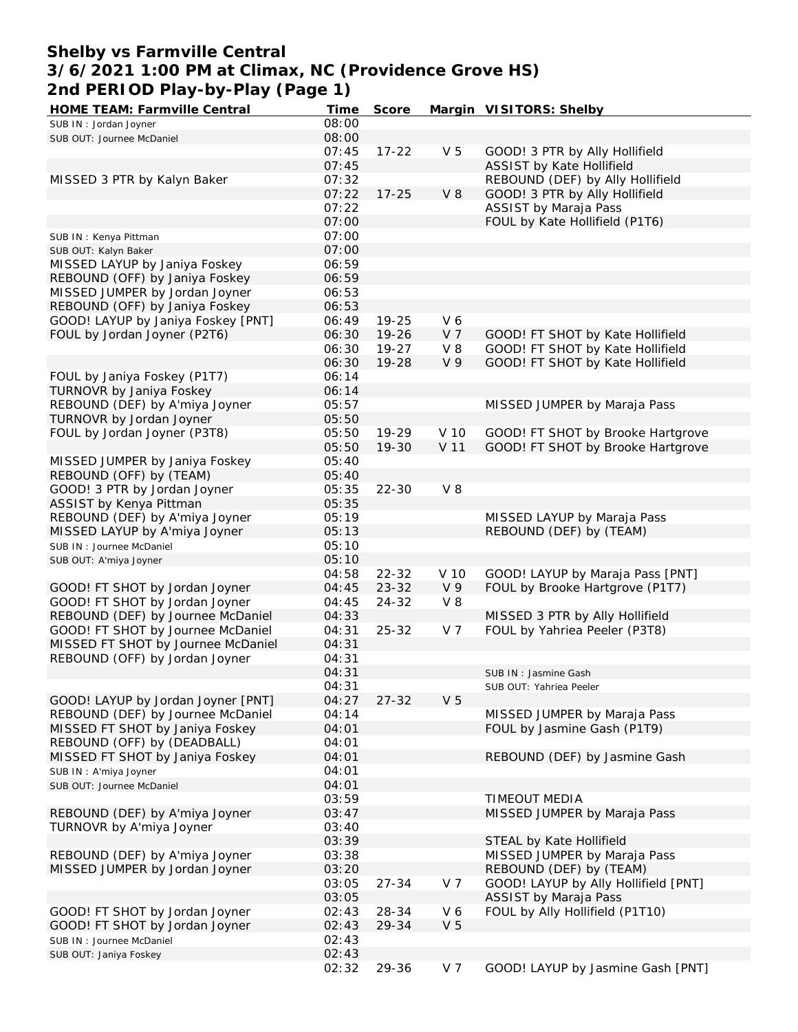# Shelby vs Farmville Central
## 3/6/2021 1:00 PM at Climax, NC (Providence Grove HS)
## 2nd PERIOD Play-by-Play (Page 1)

| HOME TEAM: Farmville Central | Time | Score | Margin | VISITORS: Shelby |
|---|---|---|---|---|
| SUB IN : Jordan Joyner | 08:00 | | | |
| SUB OUT: Journee McDaniel | 08:00 | | | |
| | 07:45 | 17-22 | V 5 | GOOD! 3 PTR by Ally Hollifield |
| | 07:45 | | | ASSIST by Kate Hollifield |
| MISSED 3 PTR by Kalyn Baker | 07:32 | | | REBOUND (DEF) by Ally Hollifield |
| | 07:22 | 17-25 | V 8 | GOOD! 3 PTR by Ally Hollifield |
| | 07:22 | | | ASSIST by Maraja Pass |
| | 07:00 | | | FOUL by Kate Hollifield (P1T6) |
| SUB IN : Kenya Pittman | 07:00 | | | |
| SUB OUT: Kalyn Baker | 07:00 | | | |
| MISSED LAYUP by Janiya Foskey | 06:59 | | | |
| REBOUND (OFF) by Janiya Foskey | 06:59 | | | |
| MISSED JUMPER by Jordan Joyner | 06:53 | | | |
| REBOUND (OFF) by Janiya Foskey | 06:53 | | | |
| GOOD! LAYUP by Janiya Foskey [PNT] | 06:49 | 19-25 | V 6 | |
| FOUL by Jordan Joyner (P2T6) | 06:30 | 19-26 | V 7 | GOOD! FT SHOT by Kate Hollifield |
| | 06:30 | 19-27 | V 8 | GOOD! FT SHOT by Kate Hollifield |
| | 06:30 | 19-28 | V 9 | GOOD! FT SHOT by Kate Hollifield |
| FOUL by Janiya Foskey (P1T7) | 06:14 | | | |
| TURNOVR by Janiya Foskey | 06:14 | | | |
| REBOUND (DEF) by A'miya Joyner | 05:57 | | | MISSED JUMPER by Maraja Pass |
| TURNOVR by Jordan Joyner | 05:50 | | | |
| FOUL by Jordan Joyner (P3T8) | 05:50 | 19-29 | V 10 | GOOD! FT SHOT by Brooke Hartgrove |
| | 05:50 | 19-30 | V 11 | GOOD! FT SHOT by Brooke Hartgrove |
| MISSED JUMPER by Janiya Foskey | 05:40 | | | |
| REBOUND (OFF) by (TEAM) | 05:40 | | | |
| GOOD! 3 PTR by Jordan Joyner | 05:35 | 22-30 | V 8 | |
| ASSIST by Kenya Pittman | 05:35 | | | |
| REBOUND (DEF) by A'miya Joyner | 05:19 | | | MISSED LAYUP by Maraja Pass |
| MISSED LAYUP by A'miya Joyner | 05:13 | | | REBOUND (DEF) by (TEAM) |
| SUB IN : Journee McDaniel | 05:10 | | | |
| SUB OUT: A'miya Joyner | 05:10 | | | |
| | 04:58 | 22-32 | V 10 | GOOD! LAYUP by Maraja Pass [PNT] |
| GOOD! FT SHOT by Jordan Joyner | 04:45 | 23-32 | V 9 | FOUL by Brooke Hartgrove (P1T7) |
| GOOD! FT SHOT by Jordan Joyner | 04:45 | 24-32 | V 8 | |
| REBOUND (DEF) by Journee McDaniel | 04:33 | | | MISSED 3 PTR by Ally Hollifield |
| GOOD! FT SHOT by Journee McDaniel | 04:31 | 25-32 | V 7 | FOUL by Yahriea Peeler (P3T8) |
| MISSED FT SHOT by Journee McDaniel | 04:31 | | | |
| REBOUND (OFF) by Jordan Joyner | 04:31 | | | |
| | 04:31 | | | SUB IN : Jasmine Gash |
| | 04:31 | | | SUB OUT: Yahriea Peeler |
| GOOD! LAYUP by Jordan Joyner [PNT] | 04:27 | 27-32 | V 5 | |
| REBOUND (DEF) by Journee McDaniel | 04:14 | | | MISSED JUMPER by Maraja Pass |
| MISSED FT SHOT by Janiya Foskey | 04:01 | | | FOUL by Jasmine Gash (P1T9) |
| REBOUND (OFF) by (DEADBALL) | 04:01 | | | |
| MISSED FT SHOT by Janiya Foskey | 04:01 | | | REBOUND (DEF) by Jasmine Gash |
| SUB IN : A'miya Joyner | 04:01 | | | |
| SUB OUT: Journee McDaniel | 04:01 | | | |
| | 03:59 | | | TIMEOUT MEDIA |
| REBOUND (DEF) by A'miya Joyner | 03:47 | | | MISSED JUMPER by Maraja Pass |
| TURNOVR by A'miya Joyner | 03:40 | | | |
| | 03:39 | | | STEAL by Kate Hollifield |
| REBOUND (DEF) by A'miya Joyner | 03:38 | | | MISSED JUMPER by Maraja Pass |
| MISSED JUMPER by Jordan Joyner | 03:20 | | | REBOUND (DEF) by (TEAM) |
| | 03:05 | 27-34 | V 7 | GOOD! LAYUP by Ally Hollifield [PNT] |
| | 03:05 | | | ASSIST by Maraja Pass |
| GOOD! FT SHOT by Jordan Joyner | 02:43 | 28-34 | V 6 | FOUL by Ally Hollifield (P1T10) |
| GOOD! FT SHOT by Jordan Joyner | 02:43 | 29-34 | V 5 | |
| SUB IN : Journee McDaniel | 02:43 | | | |
| SUB OUT: Janiya Foskey | 02:43 | | | |
| | 02:32 | 29-36 | V 7 | GOOD! LAYUP by Jasmine Gash [PNT] |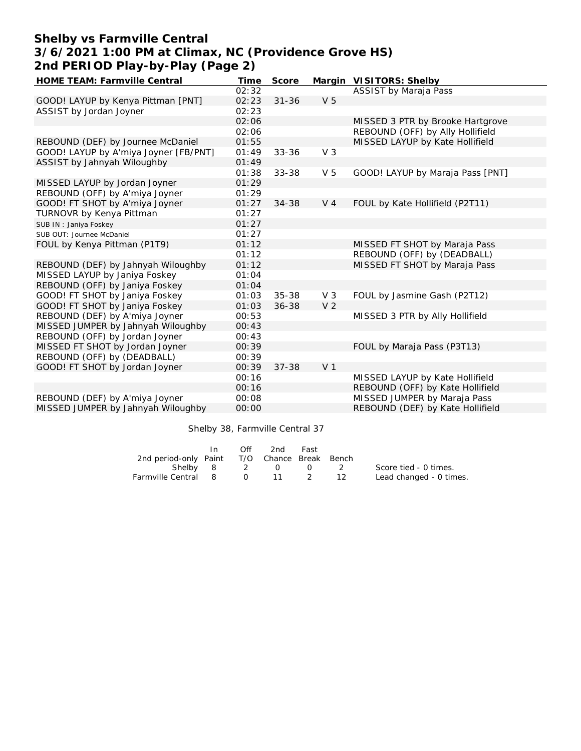# Shelby vs Farmville Central
## 3/6/2021 1:00 PM at Climax, NC (Providence Grove HS)
## 2nd PERIOD Play-by-Play (Page 2)

| HOME TEAM: Farmville Central | Time | Score | Margin | VISITORS: Shelby |
|---|---|---|---|---|
| | 02:32 | | | ASSIST by Maraja Pass |
| GOOD! LAYUP by Kenya Pittman [PNT] | 02:23 | 31-36 | V 5 | |
| ASSIST by Jordan Joyner | 02:23 | | | |
| | 02:06 | | | MISSED 3 PTR by Brooke Hartgrove |
| | 02:06 | | | REBOUND (OFF) by Ally Hollifield |
| REBOUND (DEF) by Journee McDaniel | 01:55 | | | MISSED LAYUP by Kate Hollifield |
| GOOD! LAYUP by A'miya Joyner [FB/PNT] | 01:49 | 33-36 | V 3 | |
| ASSIST by Jahnyah Wiloughby | 01:49 | | | |
| | 01:38 | 33-38 | V 5 | GOOD! LAYUP by Maraja Pass [PNT] |
| MISSED LAYUP by Jordan Joyner | 01:29 | | | |
| REBOUND (OFF) by A'miya Joyner | 01:29 | | | |
| GOOD! FT SHOT by A'miya Joyner | 01:27 | 34-38 | V 4 | FOUL by Kate Hollifield (P2T11) |
| TURNOVR by Kenya Pittman | 01:27 | | | |
| SUB IN : Janiya Foskey | 01:27 | | | |
| SUB OUT: Journee McDaniel | 01:27 | | | |
| FOUL by Kenya Pittman (P1T9) | 01:12 | | | MISSED FT SHOT by Maraja Pass |
| | 01:12 | | | REBOUND (OFF) by (DEADBALL) |
| REBOUND (DEF) by Jahnyah Wiloughby | 01:12 | | | MISSED FT SHOT by Maraja Pass |
| MISSED LAYUP by Janiya Foskey | 01:04 | | | |
| REBOUND (OFF) by Janiya Foskey | 01:04 | | | |
| GOOD! FT SHOT by Janiya Foskey | 01:03 | 35-38 | V 3 | FOUL by Jasmine Gash (P2T12) |
| GOOD! FT SHOT by Janiya Foskey | 01:03 | 36-38 | V 2 | |
| REBOUND (DEF) by A'miya Joyner | 00:53 | | | MISSED 3 PTR by Ally Hollifield |
| MISSED JUMPER by Jahnyah Wiloughby | 00:43 | | | |
| REBOUND (OFF) by Jordan Joyner | 00:43 | | | |
| MISSED FT SHOT by Jordan Joyner | 00:39 | | | FOUL by Maraja Pass (P3T13) |
| REBOUND (OFF) by (DEADBALL) | 00:39 | | | |
| GOOD! FT SHOT by Jordan Joyner | 00:39 | 37-38 | V 1 | |
| | 00:16 | | | MISSED LAYUP by Kate Hollifield |
| | 00:16 | | | REBOUND (OFF) by Kate Hollifield |
| REBOUND (DEF) by A'miya Joyner | 00:08 | | | MISSED JUMPER by Maraja Pass |
| MISSED JUMPER by Jahnyah Wiloughby | 00:00 | | | REBOUND (DEF) by Kate Hollifield |

Shelby 38, Farmville Central 37

| 2nd period-only | In Paint | Off T/O | 2nd Chance | Fast Break | Bench |
|---|---|---|---|---|---|
| Shelby | 8 | 2 | 0 | 0 | 2 |
| Farmville Central | 8 | 0 | 11 | 2 | 12 |

Score tied - 0 times.
Lead changed - 0 times.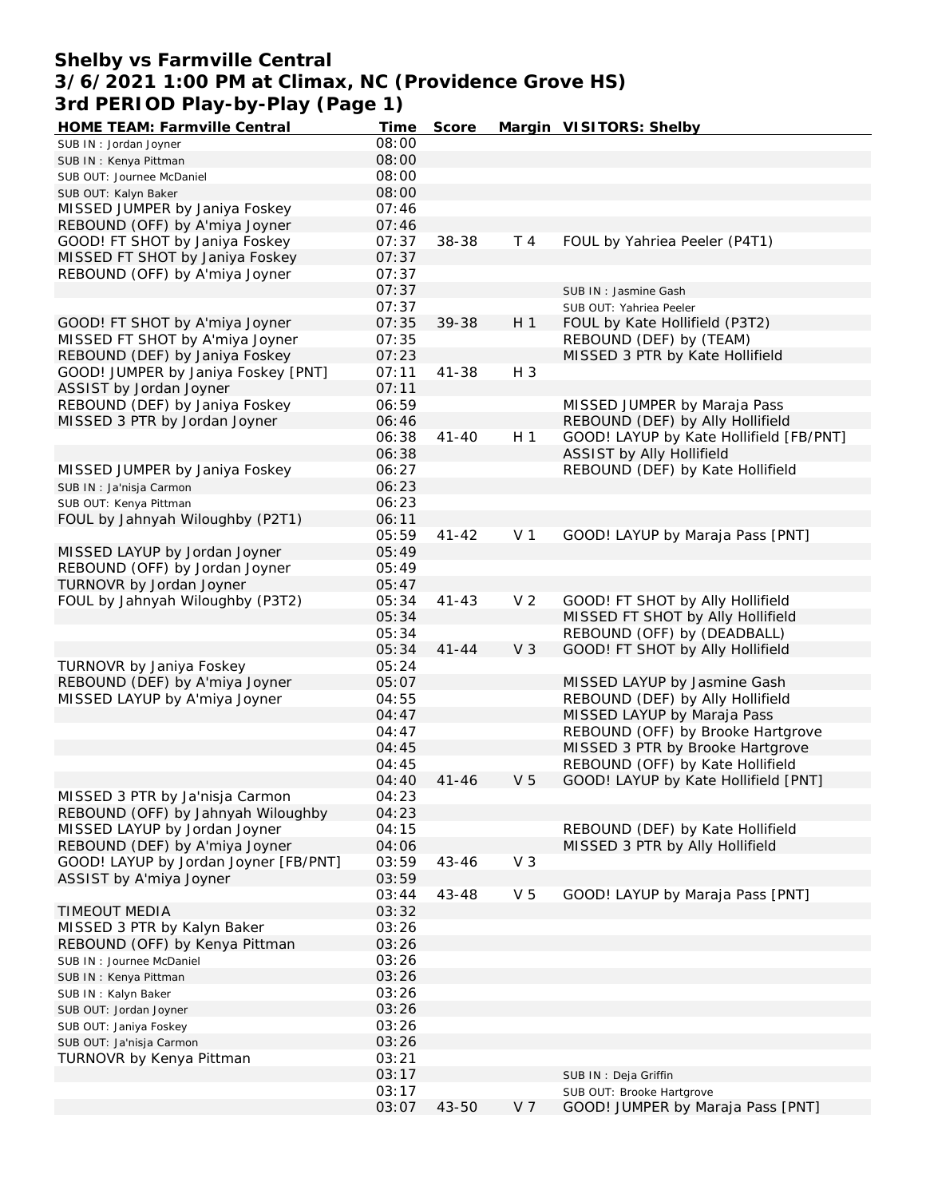# Shelby vs Farmville Central
## 3/6/2021 1:00 PM at Climax, NC (Providence Grove HS)
## 3rd PERIOD Play-by-Play (Page 1)

| HOME TEAM: Farmville Central | Time | Score | Margin | VISITORS: Shelby |
|---|---|---|---|---|
| SUB IN : Jordan Joyner | 08:00 | | | |
| SUB IN : Kenya Pittman | 08:00 | | | |
| SUB OUT: Journee McDaniel | 08:00 | | | |
| SUB OUT: Kalyn Baker | 08:00 | | | |
| MISSED JUMPER by Janiya Foskey | 07:46 | | | |
| REBOUND (OFF) by A'miya Joyner | 07:46 | | | |
| GOOD! FT SHOT by Janiya Foskey | 07:37 | 38-38 | T 4 | FOUL by Yahriea Peeler (P4T1) |
| MISSED FT SHOT by Janiya Foskey | 07:37 | | | |
| REBOUND (OFF) by A'miya Joyner | 07:37 | | | |
| | 07:37 | | | SUB IN : Jasmine Gash |
| | 07:37 | | | SUB OUT: Yahriea Peeler |
| GOOD! FT SHOT by A'miya Joyner | 07:35 | 39-38 | H 1 | FOUL by Kate Hollifield (P3T2) |
| MISSED FT SHOT by A'miya Joyner | 07:35 | | | REBOUND (DEF) by (TEAM) |
| REBOUND (DEF) by Janiya Foskey | 07:23 | | | MISSED 3 PTR by Kate Hollifield |
| GOOD! JUMPER by Janiya Foskey [PNT] | 07:11 | 41-38 | H 3 | |
| ASSIST by Jordan Joyner | 07:11 | | | |
| REBOUND (DEF) by Janiya Foskey | 06:59 | | | MISSED JUMPER by Maraja Pass |
| MISSED 3 PTR by Jordan Joyner | 06:46 | | | REBOUND (DEF) by Ally Hollifield |
| | 06:38 | 41-40 | H 1 | GOOD! LAYUP by Kate Hollifield [FB/PNT] |
| | 06:38 | | | ASSIST by Ally Hollifield |
| MISSED JUMPER by Janiya Foskey | 06:27 | | | REBOUND (DEF) by Kate Hollifield |
| SUB IN : Ja'nisja Carmon | 06:23 | | | |
| SUB OUT: Kenya Pittman | 06:23 | | | |
| FOUL by Jahnyah Wiloughby (P2T1) | 06:11 | | | |
| | 05:59 | 41-42 | V 1 | GOOD! LAYUP by Maraja Pass [PNT] |
| MISSED LAYUP by Jordan Joyner | 05:49 | | | |
| REBOUND (OFF) by Jordan Joyner | 05:49 | | | |
| TURNOVR by Jordan Joyner | 05:47 | | | |
| FOUL by Jahnyah Wiloughby (P3T2) | 05:34 | 41-43 | V 2 | GOOD! FT SHOT by Ally Hollifield |
| | 05:34 | | | MISSED FT SHOT by Ally Hollifield |
| | 05:34 | | | REBOUND (OFF) by (DEADBALL) |
| | 05:34 | 41-44 | V 3 | GOOD! FT SHOT by Ally Hollifield |
| TURNOVR by Janiya Foskey | 05:24 | | | |
| REBOUND (DEF) by A'miya Joyner | 05:07 | | | MISSED LAYUP by Jasmine Gash |
| MISSED LAYUP by A'miya Joyner | 04:55 | | | REBOUND (DEF) by Ally Hollifield |
| | 04:47 | | | MISSED LAYUP by Maraja Pass |
| | 04:47 | | | REBOUND (OFF) by Brooke Hartgrove |
| | 04:45 | | | MISSED 3 PTR by Brooke Hartgrove |
| | 04:45 | | | REBOUND (OFF) by Kate Hollifield |
| | 04:40 | 41-46 | V 5 | GOOD! LAYUP by Kate Hollifield [PNT] |
| MISSED 3 PTR by Ja'nisja Carmon | 04:23 | | | |
| REBOUND (OFF) by Jahnyah Wiloughby | 04:23 | | | |
| MISSED LAYUP by Jordan Joyner | 04:15 | | | REBOUND (DEF) by Kate Hollifield |
| REBOUND (DEF) by A'miya Joyner | 04:06 | | | MISSED 3 PTR by Ally Hollifield |
| GOOD! LAYUP by Jordan Joyner [FB/PNT] | 03:59 | 43-46 | V 3 | |
| ASSIST by A'miya Joyner | 03:59 | | | |
| | 03:44 | 43-48 | V 5 | GOOD! LAYUP by Maraja Pass [PNT] |
| TIMEOUT MEDIA | 03:32 | | | |
| MISSED 3 PTR by Kalyn Baker | 03:26 | | | |
| REBOUND (OFF) by Kenya Pittman | 03:26 | | | |
| SUB IN : Journee McDaniel | 03:26 | | | |
| SUB IN : Kenya Pittman | 03:26 | | | |
| SUB IN : Kalyn Baker | 03:26 | | | |
| SUB OUT: Jordan Joyner | 03:26 | | | |
| SUB OUT: Janiya Foskey | 03:26 | | | |
| SUB OUT: Ja'nisja Carmon | 03:26 | | | |
| TURNOVR by Kenya Pittman | 03:21 | | | |
| | 03:17 | | | SUB IN : Deja Griffin |
| | 03:17 | | | SUB OUT: Brooke Hartgrove |
| | 03:07 | 43-50 | V 7 | GOOD! JUMPER by Maraja Pass [PNT] |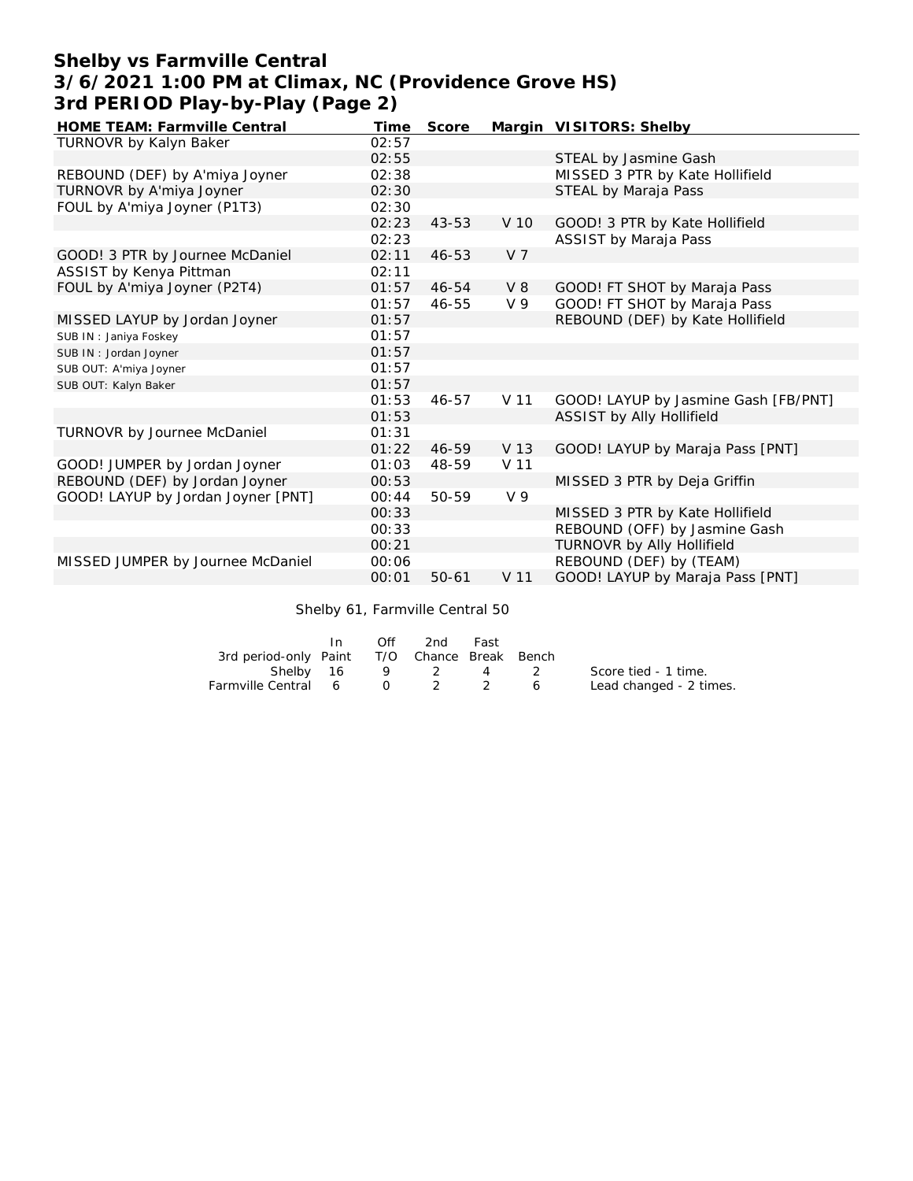# Shelby vs Farmville Central
## 3/6/2021 1:00 PM at Climax, NC (Providence Grove HS)
## 3rd PERIOD Play-by-Play (Page 2)

| HOME TEAM: Farmville Central | Time | Score | Margin | VISITORS: Shelby |
|---|---|---|---|---|
| TURNOVR by Kalyn Baker | 02:57 | | | |
| | 02:55 | | | STEAL by Jasmine Gash |
| REBOUND (DEF) by A'miya Joyner | 02:38 | | | MISSED 3 PTR by Kate Hollifield |
| TURNOVR by A'miya Joyner | 02:30 | | | STEAL by Maraja Pass |
| FOUL by A'miya Joyner (P1T3) | 02:30 | | | |
| | 02:23 | 43-53 | V 10 | GOOD! 3 PTR by Kate Hollifield |
| | 02:23 | | | ASSIST by Maraja Pass |
| GOOD! 3 PTR by Journee McDaniel | 02:11 | 46-53 | V 7 | |
| ASSIST by Kenya Pittman | 02:11 | | | |
| FOUL by A'miya Joyner (P2T4) | 01:57 | 46-54 | V 8 | GOOD! FT SHOT by Maraja Pass |
| | 01:57 | 46-55 | V 9 | GOOD! FT SHOT by Maraja Pass |
| MISSED LAYUP by Jordan Joyner | 01:57 | | | REBOUND (DEF) by Kate Hollifield |
| SUB IN : Janiya Foskey | 01:57 | | | |
| SUB IN : Jordan Joyner | 01:57 | | | |
| SUB OUT: A'miya Joyner | 01:57 | | | |
| SUB OUT: Kalyn Baker | 01:57 | | | |
| | 01:53 | 46-57 | V 11 | GOOD! LAYUP by Jasmine Gash [FB/PNT] |
| | 01:53 | | | ASSIST by Ally Hollifield |
| TURNOVR by Journee McDaniel | 01:31 | | | |
| | 01:22 | 46-59 | V 13 | GOOD! LAYUP by Maraja Pass [PNT] |
| GOOD! JUMPER by Jordan Joyner | 01:03 | 48-59 | V 11 | |
| REBOUND (DEF) by Jordan Joyner | 00:53 | | | MISSED 3 PTR by Deja Griffin |
| GOOD! LAYUP by Jordan Joyner [PNT] | 00:44 | 50-59 | V 9 | |
| | 00:33 | | | MISSED 3 PTR by Kate Hollifield |
| | 00:33 | | | REBOUND (OFF) by Jasmine Gash |
| | 00:21 | | | TURNOVR by Ally Hollifield |
| MISSED JUMPER by Journee McDaniel | 00:06 | | | REBOUND (DEF) by (TEAM) |
| | 00:01 | 50-61 | V 11 | GOOD! LAYUP by Maraja Pass [PNT] |

Shelby 61, Farmville Central 50

| 3rd period-only | In Paint | Off T/O | 2nd Chance | Fast Break | Bench |
|---|---|---|---|---|---|
| Shelby | 16 | 9 | 2 | 4 | 2 |
| Farmville Central | 6 | 0 | 2 | 2 | 6 |

Score tied - 1 time.
Lead changed - 2 times.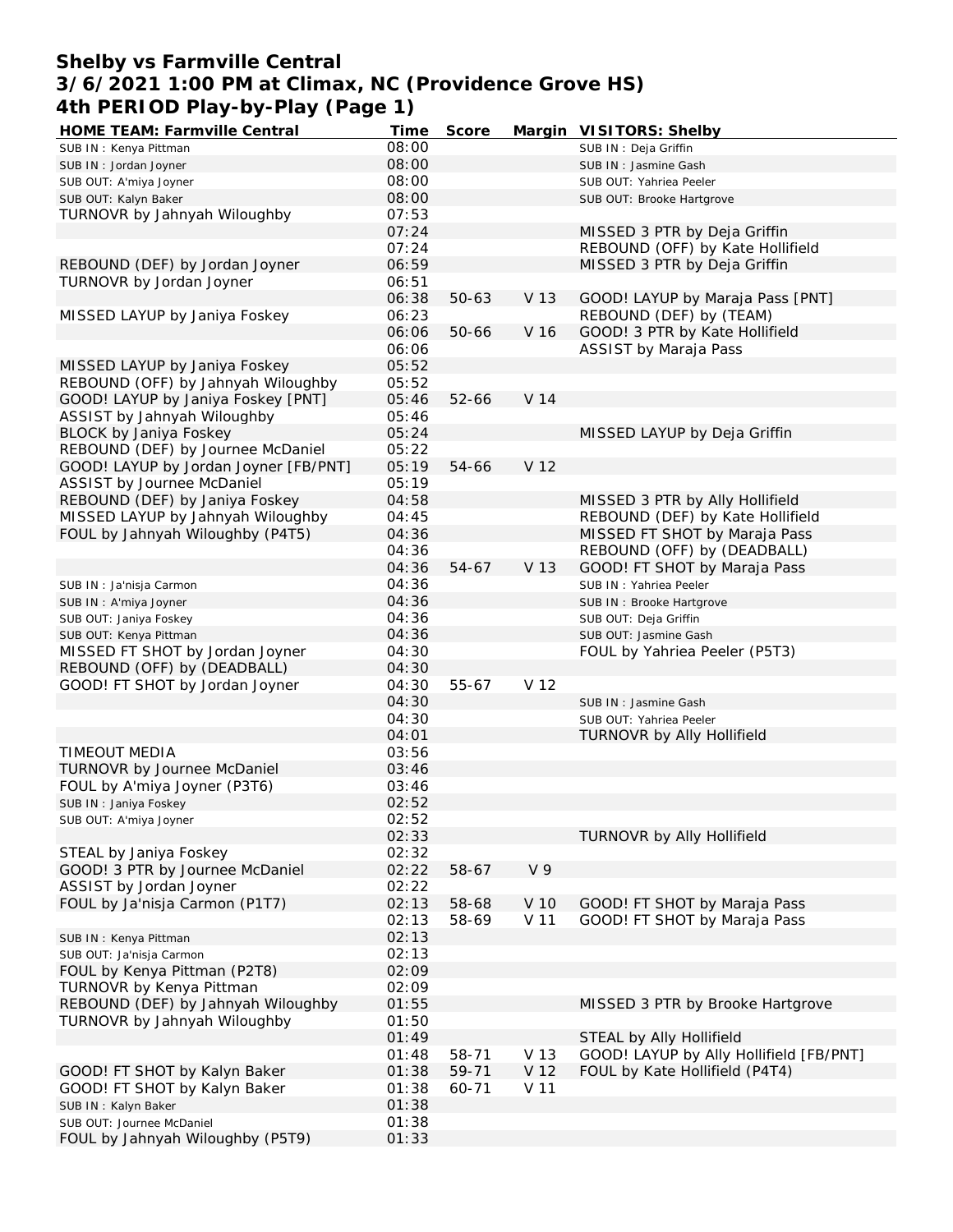# Shelby vs Farmville Central
## 3/6/2021 1:00 PM at Climax, NC (Providence Grove HS)
## 4th PERIOD Play-by-Play (Page 1)

| HOME TEAM: Farmville Central | Time | Score | Margin | VISITORS: Shelby |
|---|---|---|---|---|
| SUB IN : Kenya Pittman | 08:00 | | | SUB IN : Deja Griffin |
| SUB IN : Jordan Joyner | 08:00 | | | SUB IN : Jasmine Gash |
| SUB OUT: A'miya Joyner | 08:00 | | | SUB OUT: Yahriea Peeler |
| SUB OUT: Kalyn Baker | 08:00 | | | SUB OUT: Brooke Hartgrove |
| TURNOVR by Jahnyah Wiloughby | 07:53 | | | |
| | 07:24 | | | MISSED 3 PTR by Deja Griffin |
| | 07:24 | | | REBOUND (OFF) by Kate Hollifield |
| REBOUND (DEF) by Jordan Joyner | 06:59 | | | MISSED 3 PTR by Deja Griffin |
| TURNOVR by Jordan Joyner | 06:51 | | | |
| | 06:38 | 50-63 | V 13 | GOOD! LAYUP by Maraja Pass [PNT] |
| MISSED LAYUP by Janiya Foskey | 06:23 | | | REBOUND (DEF) by (TEAM) |
| | 06:06 | 50-66 | V 16 | GOOD! 3 PTR by Kate Hollifield |
| | 06:06 | | | ASSIST by Maraja Pass |
| MISSED LAYUP by Janiya Foskey | 05:52 | | | |
| REBOUND (OFF) by Jahnyah Wiloughby | 05:52 | | | |
| GOOD! LAYUP by Janiya Foskey [PNT] | 05:46 | 52-66 | V 14 | |
| ASSIST by Jahnyah Wiloughby | 05:46 | | | |
| BLOCK by Janiya Foskey | 05:24 | | | MISSED LAYUP by Deja Griffin |
| REBOUND (DEF) by Journee McDaniel | 05:22 | | | |
| GOOD! LAYUP by Jordan Joyner [FB/PNT] | 05:19 | 54-66 | V 12 | |
| ASSIST by Journee McDaniel | 05:19 | | | |
| REBOUND (DEF) by Janiya Foskey | 04:58 | | | MISSED 3 PTR by Ally Hollifield |
| MISSED LAYUP by Jahnyah Wiloughby | 04:45 | | | REBOUND (DEF) by Kate Hollifield |
| FOUL by Jahnyah Wiloughby (P4T5) | 04:36 | | | MISSED FT SHOT by Maraja Pass |
| | 04:36 | | | REBOUND (OFF) by (DEADBALL) |
| | 04:36 | 54-67 | V 13 | GOOD! FT SHOT by Maraja Pass |
| SUB IN : Ja'nisja Carmon | 04:36 | | | SUB IN : Yahriea Peeler |
| SUB IN : A'miya Joyner | 04:36 | | | SUB IN : Brooke Hartgrove |
| SUB OUT: Janiya Foskey | 04:36 | | | SUB OUT: Deja Griffin |
| SUB OUT: Kenya Pittman | 04:36 | | | SUB OUT: Jasmine Gash |
| MISSED FT SHOT by Jordan Joyner | 04:30 | | | FOUL by Yahriea Peeler (P5T3) |
| REBOUND (OFF) by (DEADBALL) | 04:30 | | | |
| GOOD! FT SHOT by Jordan Joyner | 04:30 | 55-67 | V 12 | |
| | 04:30 | | | SUB IN : Jasmine Gash |
| | 04:30 | | | SUB OUT: Yahriea Peeler |
| | 04:01 | | | TURNOVR by Ally Hollifield |
| TIMEOUT MEDIA | 03:56 | | | |
| TURNOVR by Journee McDaniel | 03:46 | | | |
| FOUL by A'miya Joyner (P3T6) | 03:46 | | | |
| SUB IN : Janiya Foskey | 02:52 | | | |
| SUB OUT: A'miya Joyner | 02:52 | | | |
| | 02:33 | | | TURNOVR by Ally Hollifield |
| STEAL by Janiya Foskey | 02:32 | | | |
| GOOD! 3 PTR by Journee McDaniel | 02:22 | 58-67 | V 9 | |
| ASSIST by Jordan Joyner | 02:22 | | | |
| FOUL by Ja'nisja Carmon (P1T7) | 02:13 | 58-68 | V 10 | GOOD! FT SHOT by Maraja Pass |
| | 02:13 | 58-69 | V 11 | GOOD! FT SHOT by Maraja Pass |
| SUB IN : Kenya Pittman | 02:13 | | | |
| SUB OUT: Ja'nisja Carmon | 02:13 | | | |
| FOUL by Kenya Pittman (P2T8) | 02:09 | | | |
| TURNOVR by Kenya Pittman | 02:09 | | | |
| REBOUND (DEF) by Jahnyah Wiloughby | 01:55 | | | MISSED 3 PTR by Brooke Hartgrove |
| TURNOVR by Jahnyah Wiloughby | 01:50 | | | |
| | 01:49 | | | STEAL by Ally Hollifield |
| | 01:48 | 58-71 | V 13 | GOOD! LAYUP by Ally Hollifield [FB/PNT] |
| GOOD! FT SHOT by Kalyn Baker | 01:38 | 59-71 | V 12 | FOUL by Kate Hollifield (P4T4) |
| GOOD! FT SHOT by Kalyn Baker | 01:38 | 60-71 | V 11 | |
| SUB IN : Kalyn Baker | 01:38 | | | |
| SUB OUT: Journee McDaniel | 01:38 | | | |
| FOUL by Jahnyah Wiloughby (P5T9) | 01:33 | | | |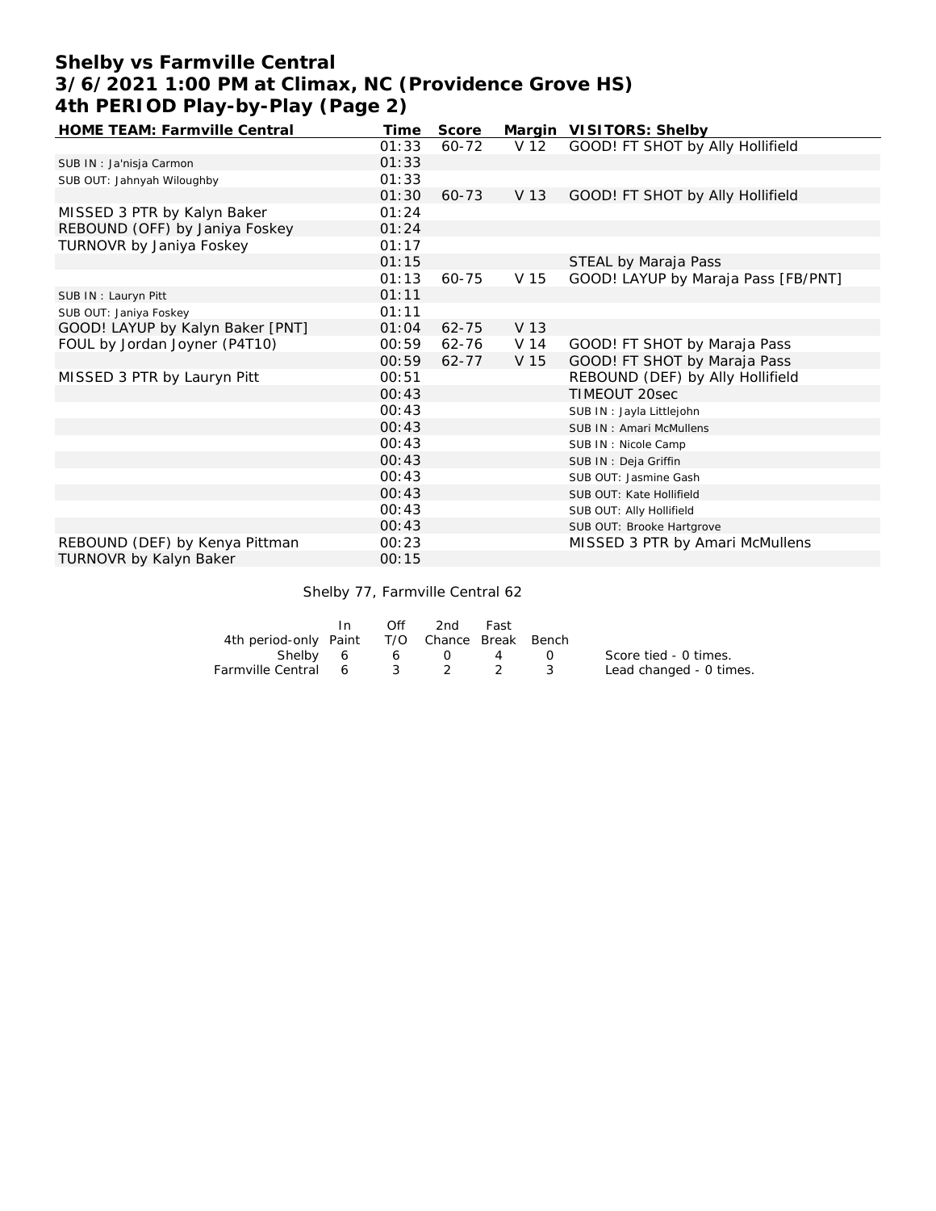# Shelby vs Farmville Central
## 3/6/2021 1:00 PM at Climax, NC (Providence Grove HS)
## 4th PERIOD Play-by-Play (Page 2)

| HOME TEAM: Farmville Central | Time | Score | Margin | VISITORS: Shelby |
|---|---|---|---|---|
| | 01:33 | 60-72 | V 12 | GOOD! FT SHOT by Ally Hollifield |
| SUB IN : Ja'nisja Carmon | 01:33 | | | |
| SUB OUT: Jahnyah Wiloughby | 01:33 | | | |
| | 01:30 | 60-73 | V 13 | GOOD! FT SHOT by Ally Hollifield |
| MISSED 3 PTR by Kalyn Baker | 01:24 | | | |
| REBOUND (OFF) by Janiya Foskey | 01:24 | | | |
| TURNOVR by Janiya Foskey | 01:17 | | | |
| | 01:15 | | | STEAL by Maraja Pass |
| | 01:13 | 60-75 | V 15 | GOOD! LAYUP by Maraja Pass [FB/PNT] |
| SUB IN : Lauryn Pitt | 01:11 | | | |
| SUB OUT: Janiya Foskey | 01:11 | | | |
| GOOD! LAYUP by Kalyn Baker [PNT] | 01:04 | 62-75 | V 13 | |
| FOUL by Jordan Joyner (P4T10) | 00:59 | 62-76 | V 14 | GOOD! FT SHOT by Maraja Pass |
| | 00:59 | 62-77 | V 15 | GOOD! FT SHOT by Maraja Pass |
| MISSED 3 PTR by Lauryn Pitt | 00:51 | | | REBOUND (DEF) by Ally Hollifield |
| | 00:43 | | | TIMEOUT 20sec |
| | 00:43 | | | SUB IN : Jayla Littlejohn |
| | 00:43 | | | SUB IN : Amari McMullens |
| | 00:43 | | | SUB IN : Nicole Camp |
| | 00:43 | | | SUB IN : Deja Griffin |
| | 00:43 | | | SUB OUT: Jasmine Gash |
| | 00:43 | | | SUB OUT: Kate Hollifield |
| | 00:43 | | | SUB OUT: Ally Hollifield |
| | 00:43 | | | SUB OUT: Brooke Hartgrove |
| REBOUND (DEF) by Kenya Pittman | 00:23 | | | MISSED 3 PTR by Amari McMullens |
| TURNOVR by Kalyn Baker | 00:15 | | | |

Shelby 77, Farmville Central 62

| 4th period-only | In Paint | Off T/O | 2nd Chance | Fast Break | Bench |
|---|---|---|---|---|---|
| Shelby | 6 | 6 | 0 | 4 | 0 |
| Farmville Central | 6 | 3 | 2 | 2 | 3 |

Score tied - 0 times.
Lead changed - 0 times.